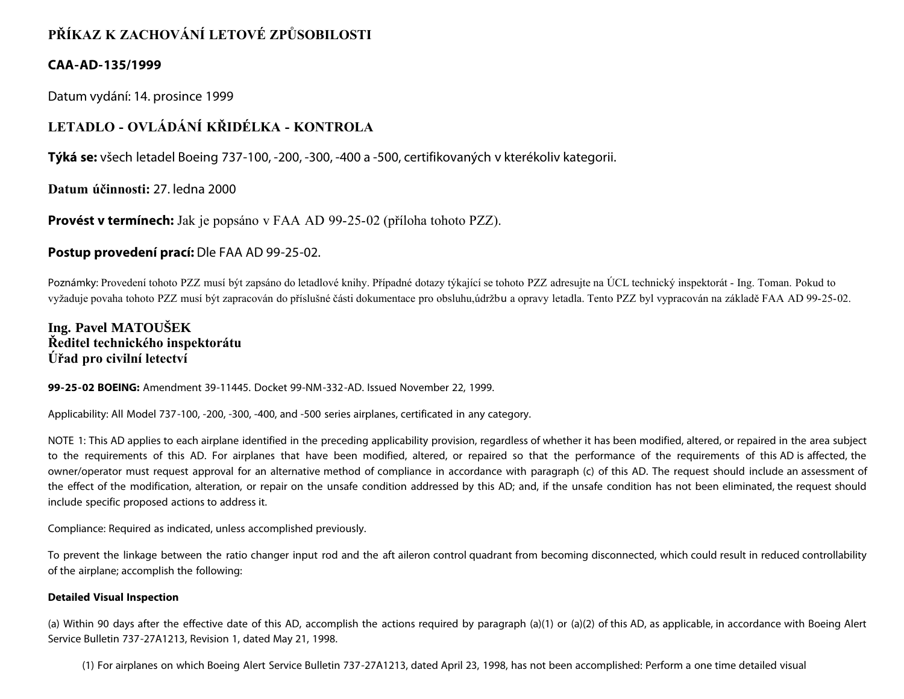# PŘÍKAZ K ZACHOVÁNÍ LETOVÉ ZPŮSOBILOSTI

**CAA-AD-135/1999**

Datum vydání: 14. prosince 1999

## LETADLO - OVLÁDÁNÍ KŘIDÉLKA - KONTROLA

**Týká se:** všech letadel Boeing 737-100, -200, -300, -400 a -500, certifikovaných v kterékoliv kategorii.

**Datum účinnosti:** 27. ledna 2000

**Provést v termínech:** Jak je popsáno v FAA AD 99-25-02 (příloha tohoto PZZ).

**Postup provedení prací:** Dle FAA AD 99-25-02.

Poznámky: Provedení tohoto PZZ musí být zapsáno do letadlové knihy. Případné dotazy týkající se tohoto PZZ adresujte na ÚCL technický inspektorát - Ing. Toman. Pokud to vyžaduje povaha tohoto PZZ musí být zapracován do příslušné části dokumentace pro obsluhu,údržbu a opravy letadla. Tento PZZ byl vypracován na základě FAA AD 99-25-02.

**Ing. Pavel MATOUŠEK**
**Ředitel technického inspektorátu**
**Úřad pro civilní letectví**

**99-25-02 BOEING:** Amendment 39-11445. Docket 99-NM-332-AD. Issued November 22, 1999.

Applicability: All Model 737-100, -200, -300, -400, and -500 series airplanes, certificated in any category.

NOTE 1: This AD applies to each airplane identified in the preceding applicability provision, regardless of whether it has been modified, altered, or repaired in the area subject to the requirements of this AD. For airplanes that have been modified, altered, or repaired so that the performance of the requirements of this AD is affected, the owner/operator must request approval for an alternative method of compliance in accordance with paragraph (c) of this AD. The request should include an assessment of the effect of the modification, alteration, or repair on the unsafe condition addressed by this AD; and, if the unsafe condition has not been eliminated, the request should include specific proposed actions to address it.

Compliance: Required as indicated, unless accomplished previously.

To prevent the linkage between the ratio changer input rod and the aft aileron control quadrant from becoming disconnected, which could result in reduced controllability of the airplane; accomplish the following:

**Detailed Visual Inspection**

(a) Within 90 days after the effective date of this AD, accomplish the actions required by paragraph (a)(1) or (a)(2) of this AD, as applicable, in accordance with Boeing Alert Service Bulletin 737-27A1213, Revision 1, dated May 21, 1998.

(1) For airplanes on which Boeing Alert Service Bulletin 737-27A1213, dated April 23, 1998, has not been accomplished: Perform a one time detailed visual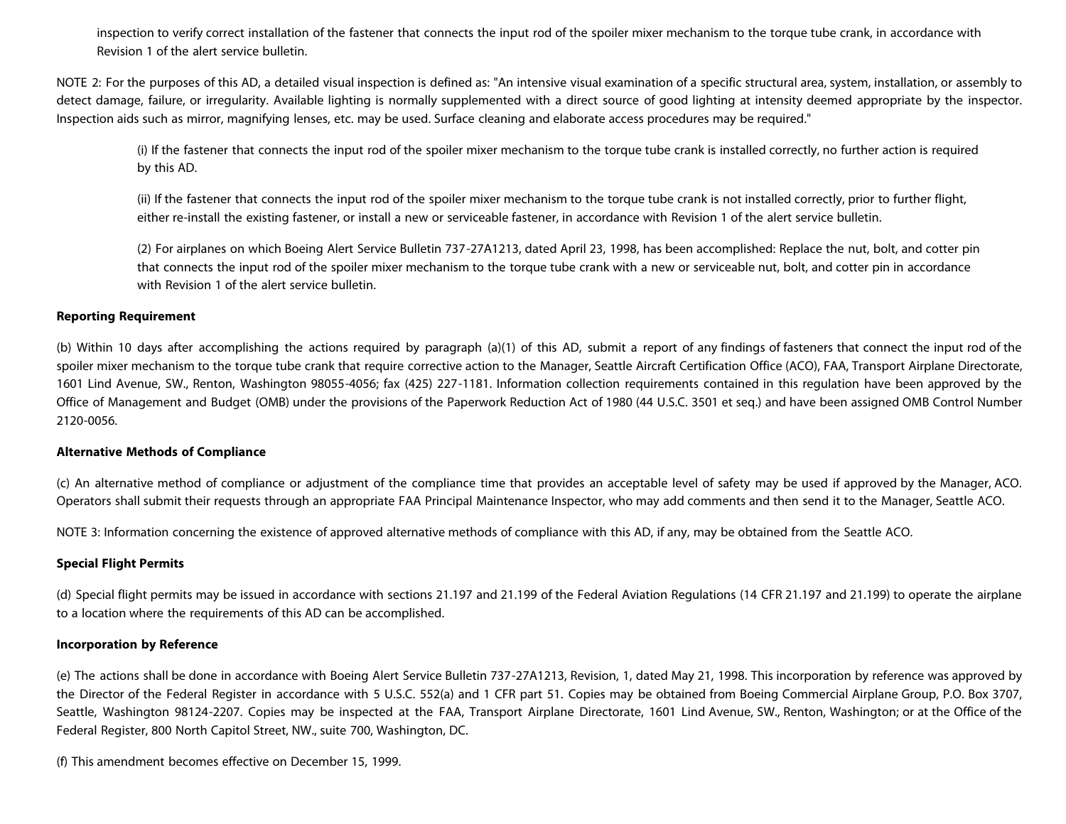inspection to verify correct installation of the fastener that connects the input rod of the spoiler mixer mechanism to the torque tube crank, in accordance with Revision 1 of the alert service bulletin.

NOTE 2: For the purposes of this AD, a detailed visual inspection is defined as: "An intensive visual examination of a specific structural area, system, installation, or assembly to detect damage, failure, or irregularity. Available lighting is normally supplemented with a direct source of good lighting at intensity deemed appropriate by the inspector. Inspection aids such as mirror, magnifying lenses, etc. may be used. Surface cleaning and elaborate access procedures may be required."

(i) If the fastener that connects the input rod of the spoiler mixer mechanism to the torque tube crank is installed correctly, no further action is required by this AD.

(ii) If the fastener that connects the input rod of the spoiler mixer mechanism to the torque tube crank is not installed correctly, prior to further flight, either re-install the existing fastener, or install a new or serviceable fastener, in accordance with Revision 1 of the alert service bulletin.

(2) For airplanes on which Boeing Alert Service Bulletin 737-27A1213, dated April 23, 1998, has been accomplished: Replace the nut, bolt, and cotter pin that connects the input rod of the spoiler mixer mechanism to the torque tube crank with a new or serviceable nut, bolt, and cotter pin in accordance with Revision 1 of the alert service bulletin.

**Reporting Requirement**

(b) Within 10 days after accomplishing the actions required by paragraph (a)(1) of this AD, submit a report of any findings of fasteners that connect the input rod of the spoiler mixer mechanism to the torque tube crank that require corrective action to the Manager, Seattle Aircraft Certification Office (ACO), FAA, Transport Airplane Directorate, 1601 Lind Avenue, SW., Renton, Washington 98055-4056; fax (425) 227-1181. Information collection requirements contained in this regulation have been approved by the Office of Management and Budget (OMB) under the provisions of the Paperwork Reduction Act of 1980 (44 U.S.C. 3501 et seq.) and have been assigned OMB Control Number 2120-0056.

**Alternative Methods of Compliance**

(c) An alternative method of compliance or adjustment of the compliance time that provides an acceptable level of safety may be used if approved by the Manager, ACO. Operators shall submit their requests through an appropriate FAA Principal Maintenance Inspector, who may add comments and then send it to the Manager, Seattle ACO.

NOTE 3: Information concerning the existence of approved alternative methods of compliance with this AD, if any, may be obtained from the Seattle ACO.

**Special Flight Permits**

(d) Special flight permits may be issued in accordance with sections 21.197 and 21.199 of the Federal Aviation Regulations (14 CFR 21.197 and 21.199) to operate the airplane to a location where the requirements of this AD can be accomplished.

**Incorporation by Reference**

(e) The actions shall be done in accordance with Boeing Alert Service Bulletin 737-27A1213, Revision, 1, dated May 21, 1998. This incorporation by reference was approved by the Director of the Federal Register in accordance with 5 U.S.C. 552(a) and 1 CFR part 51. Copies may be obtained from Boeing Commercial Airplane Group, P.O. Box 3707, Seattle, Washington 98124-2207. Copies may be inspected at the FAA, Transport Airplane Directorate, 1601 Lind Avenue, SW., Renton, Washington; or at the Office of the Federal Register, 800 North Capitol Street, NW., suite 700, Washington, DC.

(f) This amendment becomes effective on December 15, 1999.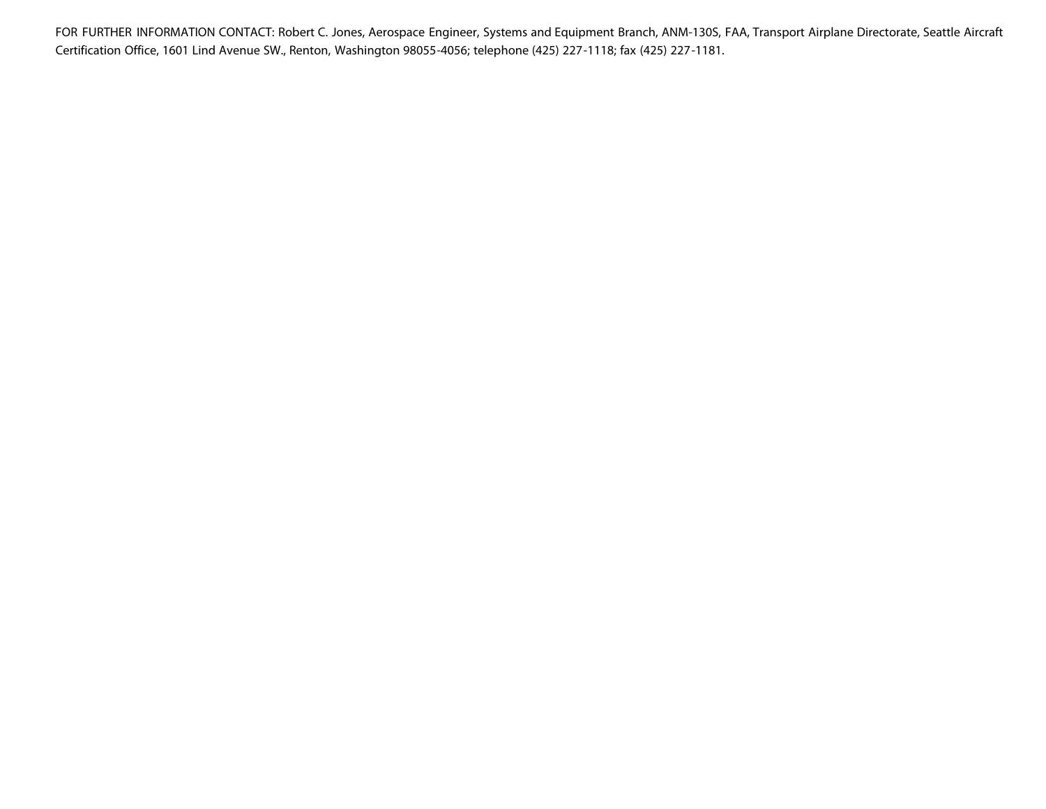FOR FURTHER INFORMATION CONTACT: Robert C. Jones, Aerospace Engineer, Systems and Equipment Branch, ANM-130S, FAA, Transport Airplane Directorate, Seattle Aircraft Certification Office, 1601 Lind Avenue SW., Renton, Washington 98055-4056; telephone (425) 227-1118; fax (425) 227-1181.